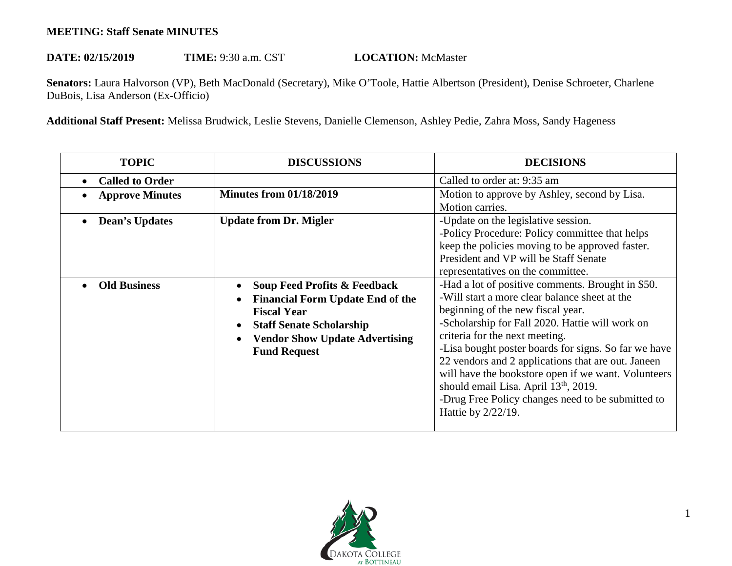**MEETING: Staff Senate MINUTES**

**DATE: 02/15/2019** **TIME:** 9:30 a.m. CST **LOCATION:** McMaster

**Senators:** Laura Halvorson (VP), Beth MacDonald (Secretary), Mike O'Toole, Hattie Albertson (President), Denise Schroeter, Charlene DuBois, Lisa Anderson (Ex-Officio)

**Additional Staff Present:** Melissa Brudwick, Leslie Stevens, Danielle Clemenson, Ashley Pedie, Zahra Moss, Sandy Hageness

| TOPIC | DISCUSSIONS | DECISIONS |
|---|---|---|
| • **Called to Order** | | Called to order at: 9:35 am |
| • **Approve Minutes** | **Minutes from 01/18/2019** | Motion to approve by Ashley, second by Lisa. Motion carries. |
| • **Dean's Updates** | **Update from Dr. Migler** | -Update on the legislative session.<br>-Policy Procedure: Policy committee that helps keep the policies moving to be approved faster. President and VP will be Staff Senate representatives on the committee. |
| • **Old Business** | • **Soup Feed Profits & Feedback**<br>• **Financial Form Update End of the Fiscal Year**<br>• **Staff Senate Scholarship**<br>• **Vendor Show Update Advertising Fund Request** | -Had a lot of positive comments. Brought in $50.<br>-Will start a more clear balance sheet at the beginning of the new fiscal year.<br>-Scholarship for Fall 2020. Hattie will work on criteria for the next meeting.<br>-Lisa bought poster boards for signs. So far we have 22 vendors and 2 applications that are out. Janeen will have the bookstore open if we want. Volunteers should email Lisa. April 13th, 2019.<br>-Drug Free Policy changes need to be submitted to Hattie by 2/22/19. |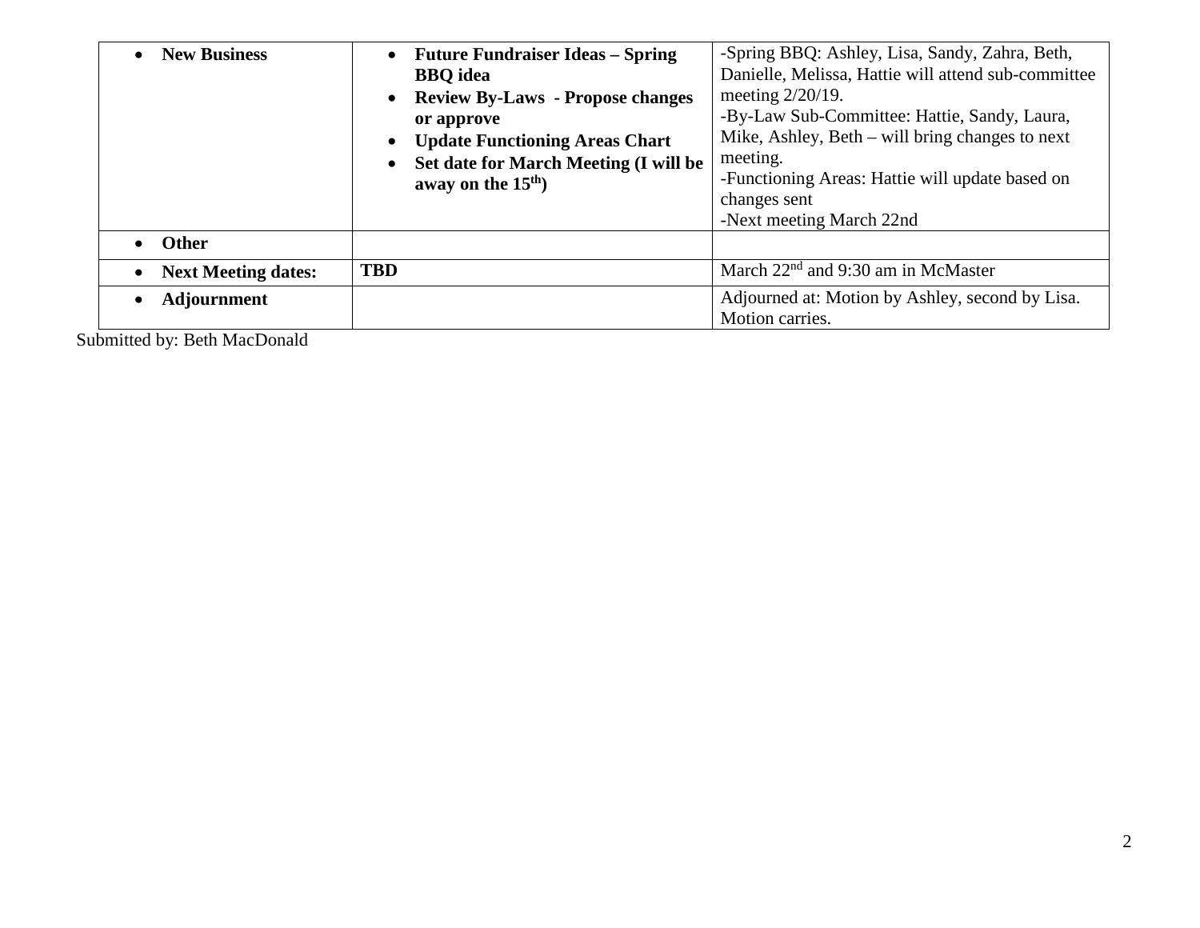| | | |
|---|---|---|
| • **New Business** | • **Future Fundraiser Ideas – Spring BBQ idea**<br>• **Review By-Laws - Propose changes or approve**<br>• **Update Functioning Areas Chart**<br>• **Set date for March Meeting (I will be away on the 15th)** | -Spring BBQ: Ashley, Lisa, Sandy, Zahra, Beth, Danielle, Melissa, Hattie will attend sub-committee meeting 2/20/19.<br>-By-Law Sub-Committee: Hattie, Sandy, Laura, Mike, Ashley, Beth – will bring changes to next meeting.<br>-Functioning Areas: Hattie will update based on changes sent<br>-Next meeting March 22nd |
| • **Other** | | |
| • **Next Meeting dates:** | **TBD** | March 22nd and 9:30 am in McMaster |
| • **Adjournment** | | Adjourned at: Motion by Ashley, second by Lisa. Motion carries. |

Submitted by: Beth MacDonald